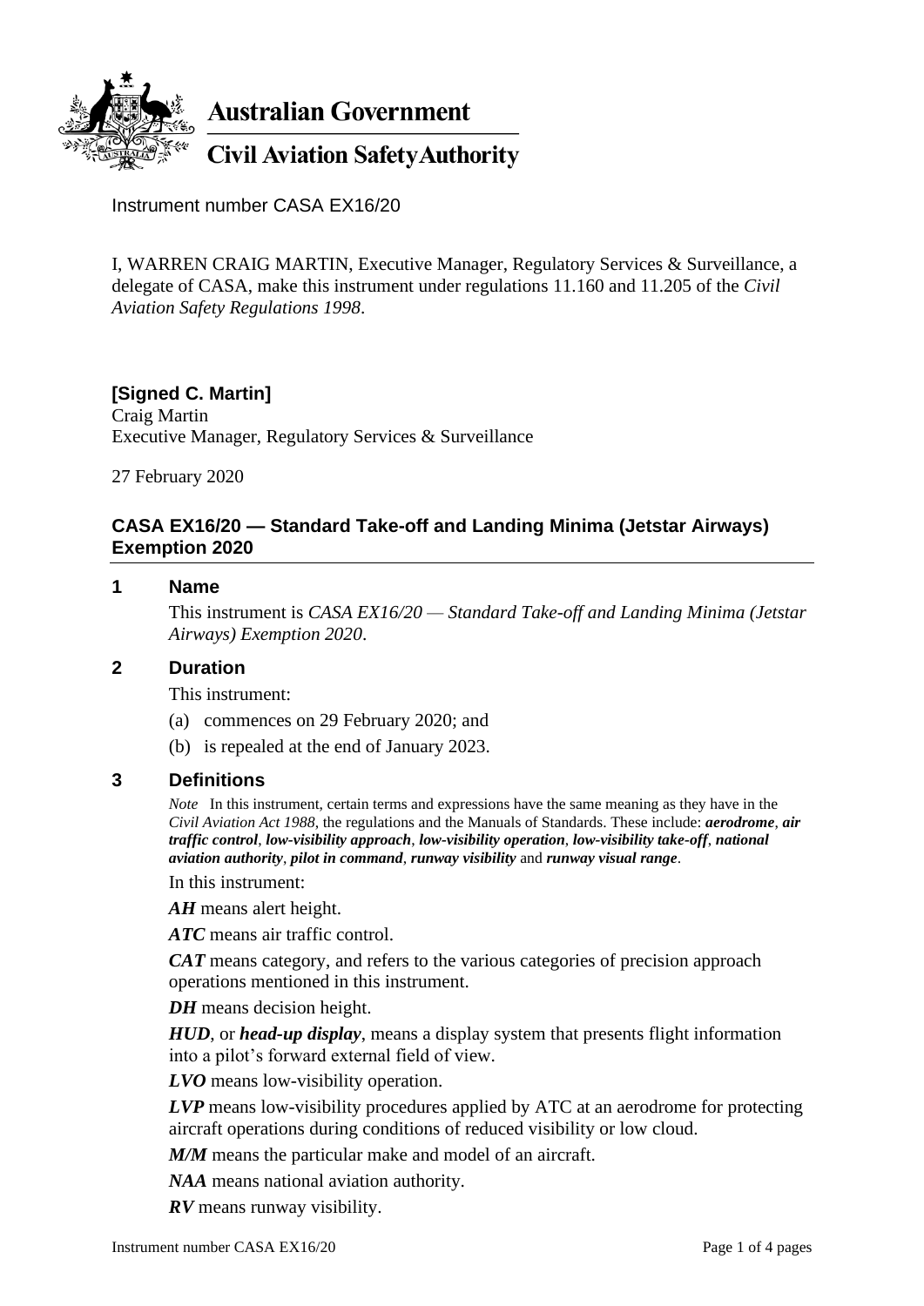**Australian Government**

**Civil Aviation Safety Authority**

Instrument number CASA EX16/20

I, WARREN CRAIG MARTIN, Executive Manager, Regulatory Services & Surveillance, a delegate of CASA, make this instrument under regulations 11.160 and 11.205 of the *Civil Aviation Safety Regulations 1998*.

**[Signed C. Martin]**
Craig Martin
Executive Manager, Regulatory Services & Surveillance

27 February 2020

## CASA EX16/20 — Standard Take-off and Landing Minima (Jetstar Airways) Exemption 2020

### 1 Name

This instrument is *CASA EX16/20 — Standard Take-off and Landing Minima (Jetstar Airways) Exemption 2020*.

### 2 Duration

This instrument:

(a) commences on 29 February 2020; and

(b) is repealed at the end of January 2023.

### 3 Definitions

*Note* In this instrument, certain terms and expressions have the same meaning as they have in the *Civil Aviation Act 1988*, the regulations and the Manuals of Standards. These include: ***aerodrome***, ***air traffic control***, ***low-visibility approach***, ***low-visibility operation***, ***low-visibility take-off***, ***national aviation authority***, ***pilot in command***, ***runway visibility*** and ***runway visual range***.

In this instrument:

***AH*** means alert height.

***ATC*** means air traffic control.

***CAT*** means category, and refers to the various categories of precision approach operations mentioned in this instrument.

***DH*** means decision height.

***HUD***, or ***head-up display***, means a display system that presents flight information into a pilot's forward external field of view.

***LVO*** means low-visibility operation.

***LVP*** means low-visibility procedures applied by ATC at an aerodrome for protecting aircraft operations during conditions of reduced visibility or low cloud.

***M/M*** means the particular make and model of an aircraft.

***NAA*** means national aviation authority.

***RV*** means runway visibility.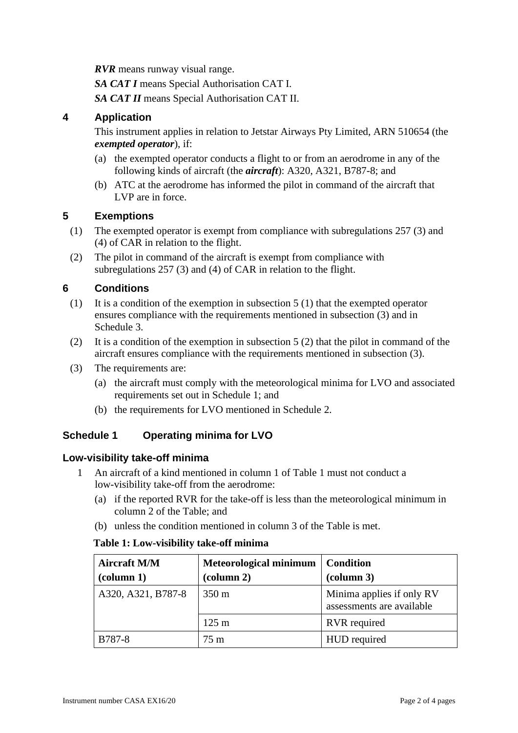***RVR*** means runway visual range.

***SA CAT I*** means Special Authorisation CAT I.

***SA CAT II*** means Special Authorisation CAT II.

## 4 Application

This instrument applies in relation to Jetstar Airways Pty Limited, ARN 510654 (the ***exempted operator***), if:

(a) the exempted operator conducts a flight to or from an aerodrome in any of the following kinds of aircraft (the ***aircraft***): A320, A321, B787-8; and

(b) ATC at the aerodrome has informed the pilot in command of the aircraft that LVP are in force.

## 5 Exemptions

(1) The exempted operator is exempt from compliance with subregulations 257 (3) and (4) of CAR in relation to the flight.

(2) The pilot in command of the aircraft is exempt from compliance with subregulations 257 (3) and (4) of CAR in relation to the flight.

## 6 Conditions

(1) It is a condition of the exemption in subsection 5 (1) that the exempted operator ensures compliance with the requirements mentioned in subsection (3) and in Schedule 3.

(2) It is a condition of the exemption in subsection 5 (2) that the pilot in command of the aircraft ensures compliance with the requirements mentioned in subsection (3).

(3) The requirements are:

(a) the aircraft must comply with the meteorological minima for LVO and associated requirements set out in Schedule 1; and

(b) the requirements for LVO mentioned in Schedule 2.

## Schedule 1 Operating minima for LVO

### Low-visibility take-off minima

1 An aircraft of a kind mentioned in column 1 of Table 1 must not conduct a low-visibility take-off from the aerodrome:

(a) if the reported RVR for the take-off is less than the meteorological minimum in column 2 of the Table; and

(b) unless the condition mentioned in column 3 of the Table is met.

**Table 1: Low-visibility take-off minima**

| **Aircraft M/M (column 1)** | **Meteorological minimum (column 2)** | **Condition (column 3)** |
|---|---|---|
| A320, A321, B787-8 | 350 m | Minima applies if only RV assessments are available |
| | 125 m | RVR required |
| B787-8 | 75 m | HUD required |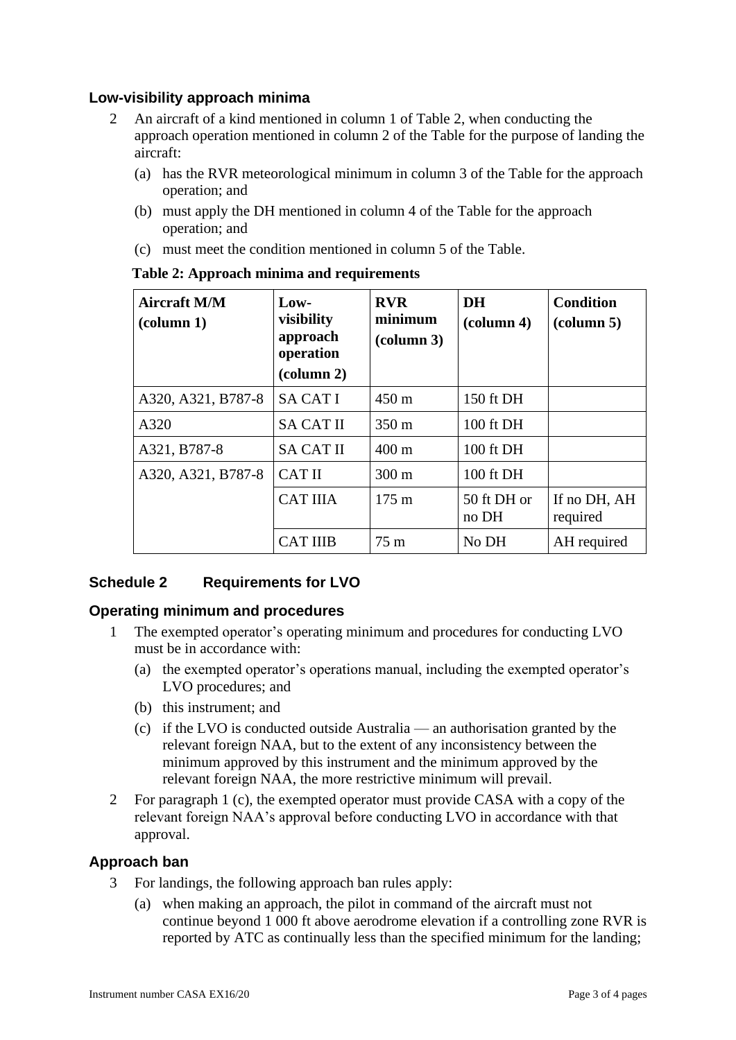### Low-visibility approach minima

2 An aircraft of a kind mentioned in column 1 of Table 2, when conducting the approach operation mentioned in column 2 of the Table for the purpose of landing the aircraft:

(a) has the RVR meteorological minimum in column 3 of the Table for the approach operation; and

(b) must apply the DH mentioned in column 4 of the Table for the approach operation; and

(c) must meet the condition mentioned in column 5 of the Table.

**Table 2: Approach minima and requirements**

| **Aircraft M/M (column 1)** | **Low-visibility approach operation (column 2)** | **RVR minimum (column 3)** | **DH (column 4)** | **Condition (column 5)** |
|---|---|---|---|---|
| A320, A321, B787-8 | SA CAT I | 450 m | 150 ft DH | |
| A320 | SA CAT II | 350 m | 100 ft DH | |
| A321, B787-8 | SA CAT II | 400 m | 100 ft DH | |
| A320, A321, B787-8 | CAT II | 300 m | 100 ft DH | |
| | CAT IIIA | 175 m | 50 ft DH or no DH | If no DH, AH required |
| | CAT IIIB | 75 m | No DH | AH required |

## Schedule 2 Requirements for LVO

### Operating minimum and procedures

1 The exempted operator's operating minimum and procedures for conducting LVO must be in accordance with:

(a) the exempted operator's operations manual, including the exempted operator's LVO procedures; and

(b) this instrument; and

(c) if the LVO is conducted outside Australia — an authorisation granted by the relevant foreign NAA, but to the extent of any inconsistency between the minimum approved by this instrument and the minimum approved by the relevant foreign NAA, the more restrictive minimum will prevail.

2 For paragraph 1 (c), the exempted operator must provide CASA with a copy of the relevant foreign NAA's approval before conducting LVO in accordance with that approval.

### Approach ban

3 For landings, the following approach ban rules apply:

(a) when making an approach, the pilot in command of the aircraft must not continue beyond 1 000 ft above aerodrome elevation if a controlling zone RVR is reported by ATC as continually less than the specified minimum for the landing;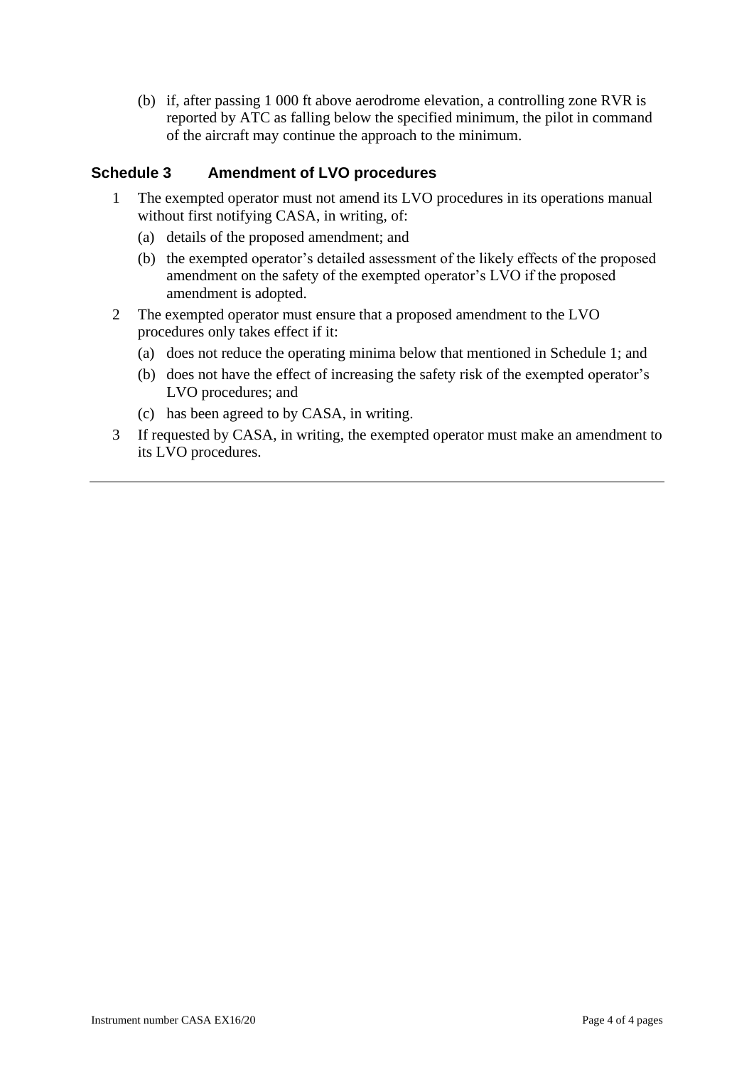(b) if, after passing 1 000 ft above aerodrome elevation, a controlling zone RVR is reported by ATC as falling below the specified minimum, the pilot in command of the aircraft may continue the approach to the minimum.

## Schedule 3 Amendment of LVO procedures

1 The exempted operator must not amend its LVO procedures in its operations manual without first notifying CASA, in writing, of:

(a) details of the proposed amendment; and

(b) the exempted operator's detailed assessment of the likely effects of the proposed amendment on the safety of the exempted operator's LVO if the proposed amendment is adopted.

2 The exempted operator must ensure that a proposed amendment to the LVO procedures only takes effect if it:

(a) does not reduce the operating minima below that mentioned in Schedule 1; and

(b) does not have the effect of increasing the safety risk of the exempted operator's LVO procedures; and

(c) has been agreed to by CASA, in writing.

3 If requested by CASA, in writing, the exempted operator must make an amendment to its LVO procedures.